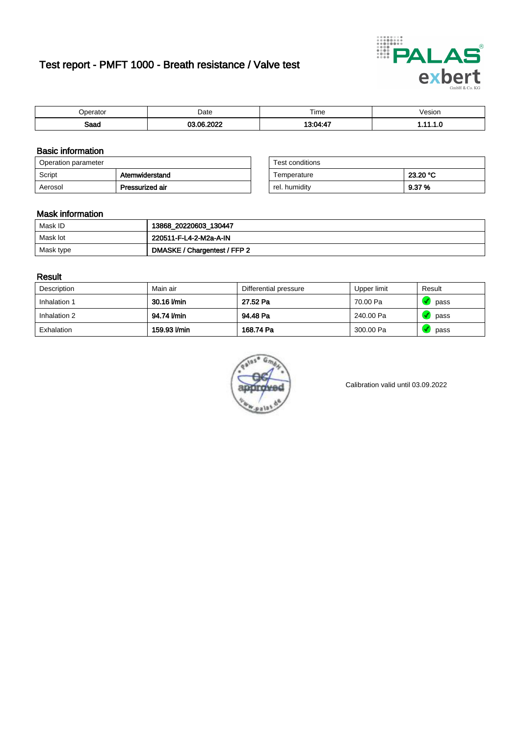# Test report - PMFT 1000 - Breath resistance / Valve test

| Operator | Date | Time | Vesion |
|---|---|---|---|
| **Saad** | **03.06.2022** | **13:04:47** | **1.11.1.0** |

## Basic information

| Operation parameter | |
|---|---|
| Script | **Atemwiderstand** |
| Aerosol | **Pressurized air** |

| Test conditions | |
|---|---|
| Temperature | **23.20 °C** |
| rel. humidity | **9.37 %** |

## Mask information

| | |
|---|---|
| Mask ID | **13868_20220603_130447** |
| Mask lot | **220511-F-L4-2-M2a-A-IN** |
| Mask type | **DMASKE / Chargentest / FFP 2** |

## Result

| Description | Main air | Differential pressure | Upper limit | Result |
|---|---|---|---|---|
| Inhalation 1 | **30.16 l/min** | **27.52 Pa** | 70.00 Pa | pass |
| Inhalation 2 | **94.74 l/min** | **94.48 Pa** | 240.00 Pa | pass |
| Exhalation | **159.93 l/min** | **168.74 Pa** | 300.00 Pa | pass |

Calibration valid until 03.09.2022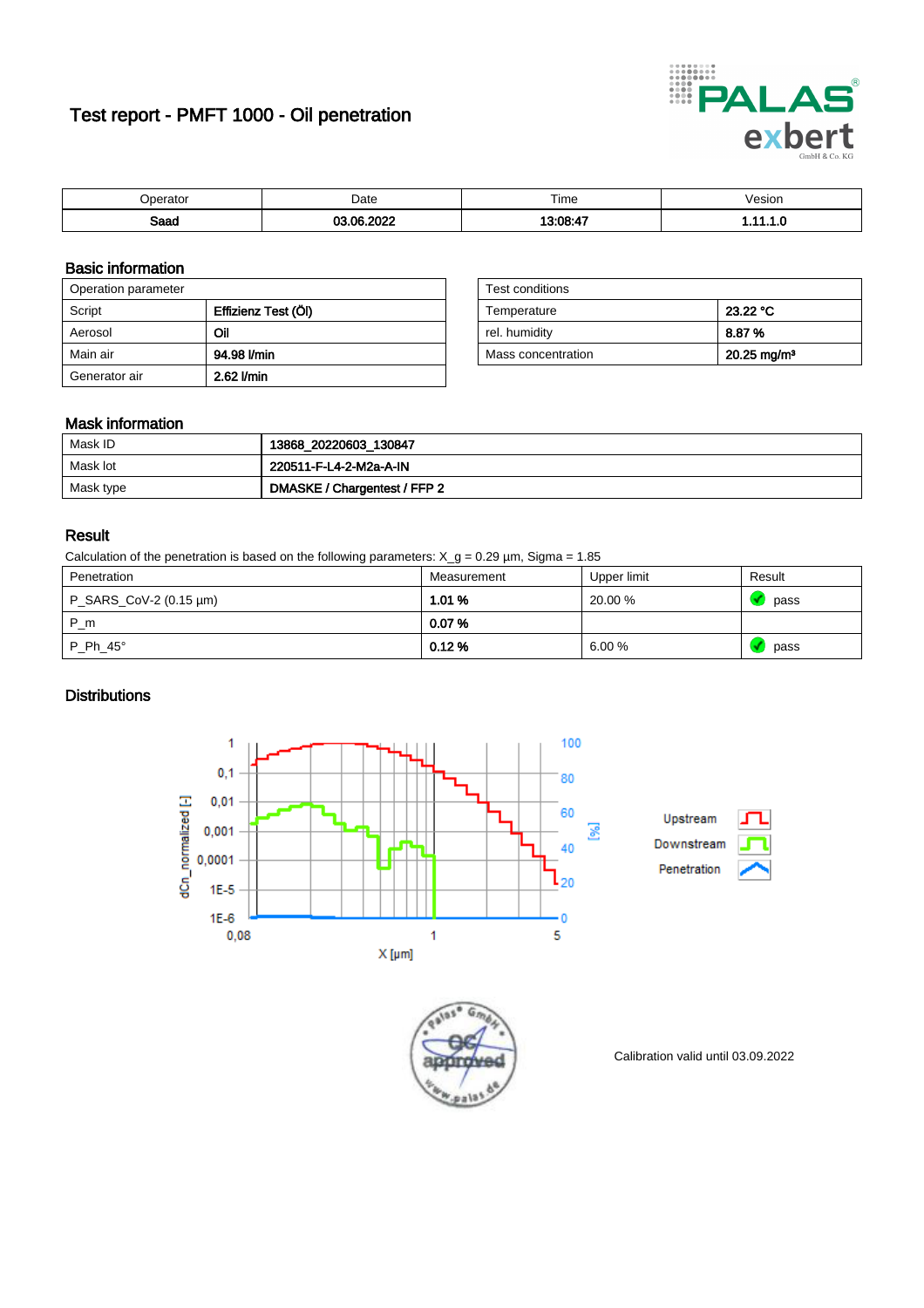# Test report - PMFT 1000 - Oil penetration

| Operator | Date | Time | Vesion |
|---|---|---|---|
| **Saad** | **03.06.2022** | **13:08:47** | **1.11.1.0** |

## Basic information

| Operation parameter | |
|---|---|
| Script | **Effizienz Test (Öl)** |
| Aerosol | **Oil** |
| Main air | **94.98 l/min** |
| Generator air | **2.62 l/min** |

| Test conditions | |
|---|---|
| Temperature | **23.22 °C** |
| rel. humidity | **8.87 %** |
| Mass concentration | **20.25 mg/m³** |

## Mask information

| | |
|---|---|
| Mask ID | **13868_20220603_130847** |
| Mask lot | **220511-F-L4-2-M2a-A-IN** |
| Mask type | **DMASKE / Chargentest / FFP 2** |

## Result

Calculation of the penetration is based on the following parameters: X_g = 0.29 µm, Sigma = 1.85

| Penetration | Measurement | Upper limit | Result |
|---|---|---|---|
| P_SARS_CoV-2 (0.15 µm) | **1.01 %** | 20.00 % | pass |
| P_m | **0.07 %** | | |
| P_Ph_45° | **0.12 %** | 6.00 % | pass |

## Distributions

dCn_normalized [-]
1
0,1
0,01
0,001
0,0001
1E-5
1E-6
0,08
1
5
X [µm]
100
80
60
40
20
0
[%]
Upstream
Downstream
Penetration

QC approved
Palas® GmbH
www.palas.de

Calibration valid until 03.09.2022